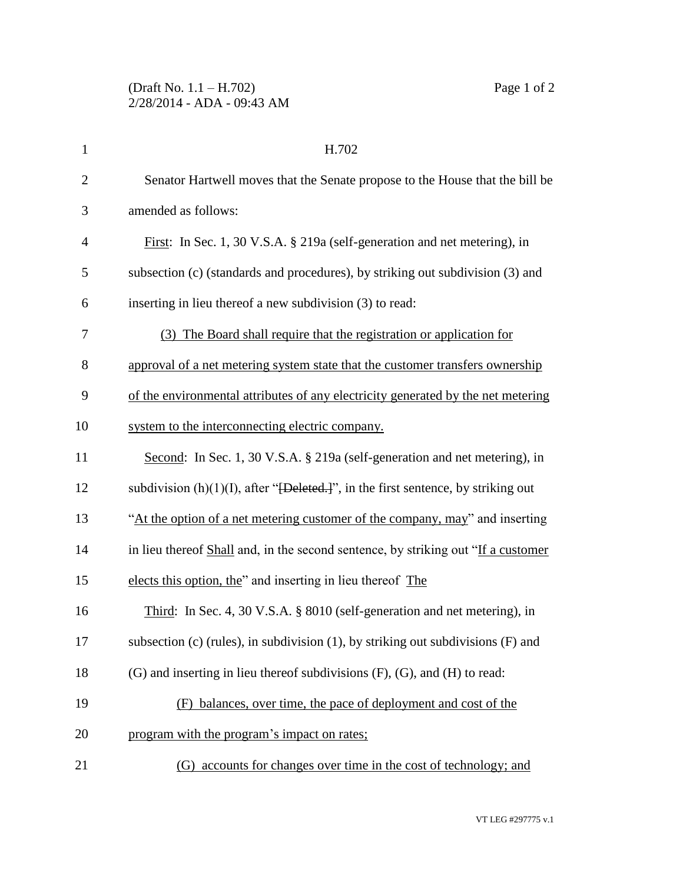H.702

Senator Hartwell moves that the Senate propose to the House that the bill be amended as follows:

First: In Sec. 1, 30 V.S.A. § 219a (self-generation and net metering), in subsection (c) (standards and procedures), by striking out subdivision (3) and inserting in lieu thereof a new subdivision (3) to read:

(3) The Board shall require that the registration or application for approval of a net metering system state that the customer transfers ownership of the environmental attributes of any electricity generated by the net metering system to the interconnecting electric company.

Second: In Sec. 1, 30 V.S.A. § 219a (self-generation and net metering), in subdivision (h)(1)(I), after "~~[Deleted.]~~", in the first sentence, by striking out "At the option of a net metering customer of the company, may" and inserting in lieu thereof Shall and, in the second sentence, by striking out "If a customer elects this option, the" and inserting in lieu thereof The

Third: In Sec. 4, 30 V.S.A. § 8010 (self-generation and net metering), in subsection (c) (rules), in subdivision (1), by striking out subdivisions (F) and (G) and inserting in lieu thereof subdivisions (F), (G), and (H) to read:

(F) balances, over time, the pace of deployment and cost of the program with the program's impact on rates;

(G) accounts for changes over time in the cost of technology; and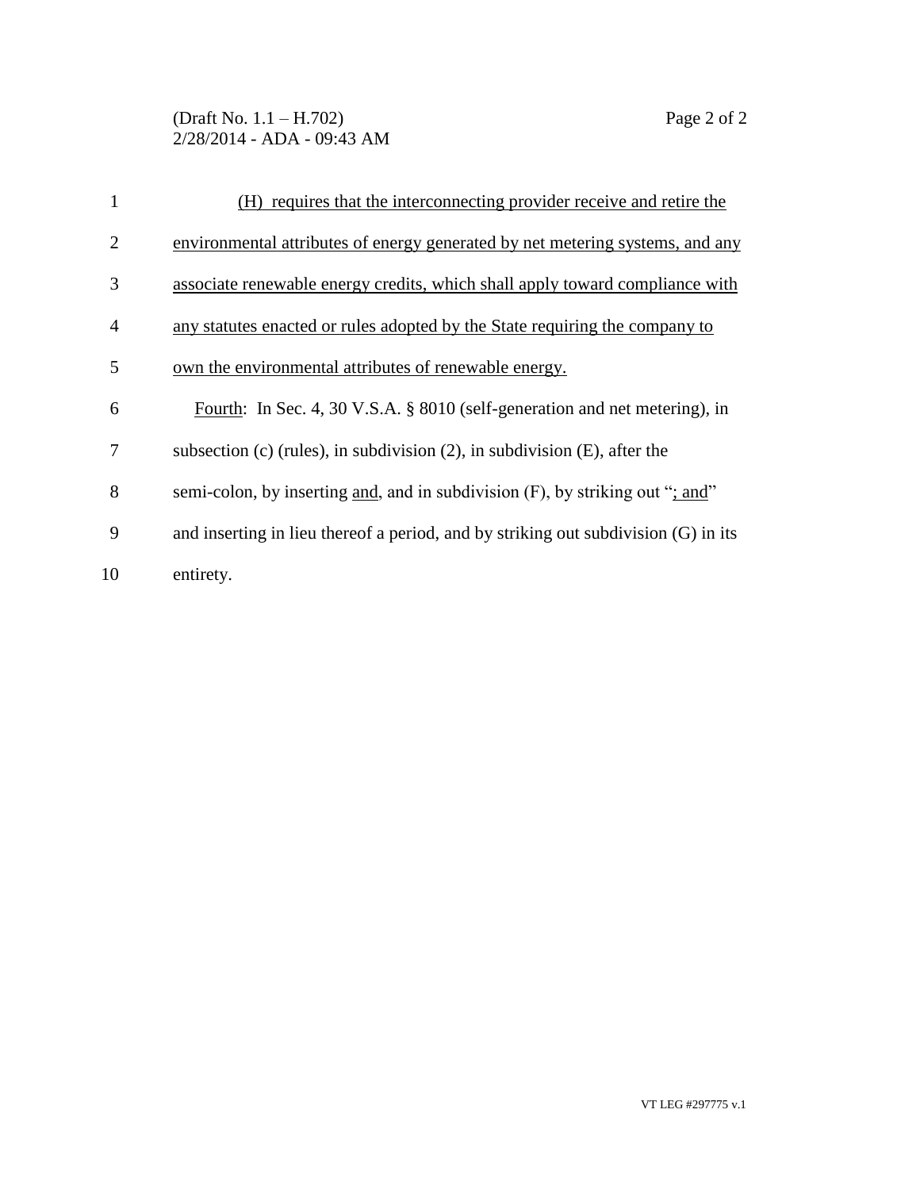(H) requires that the interconnecting provider receive and retire the environmental attributes of energy generated by net metering systems, and any associate renewable energy credits, which shall apply toward compliance with any statutes enacted or rules adopted by the State requiring the company to own the environmental attributes of renewable energy.

Fourth: In Sec. 4, 30 V.S.A. § 8010 (self-generation and net metering), in subsection (c) (rules), in subdivision (2), in subdivision (E), after the semi-colon, by inserting and, and in subdivision (F), by striking out "; and" and inserting in lieu thereof a period, and by striking out subdivision (G) in its entirety.